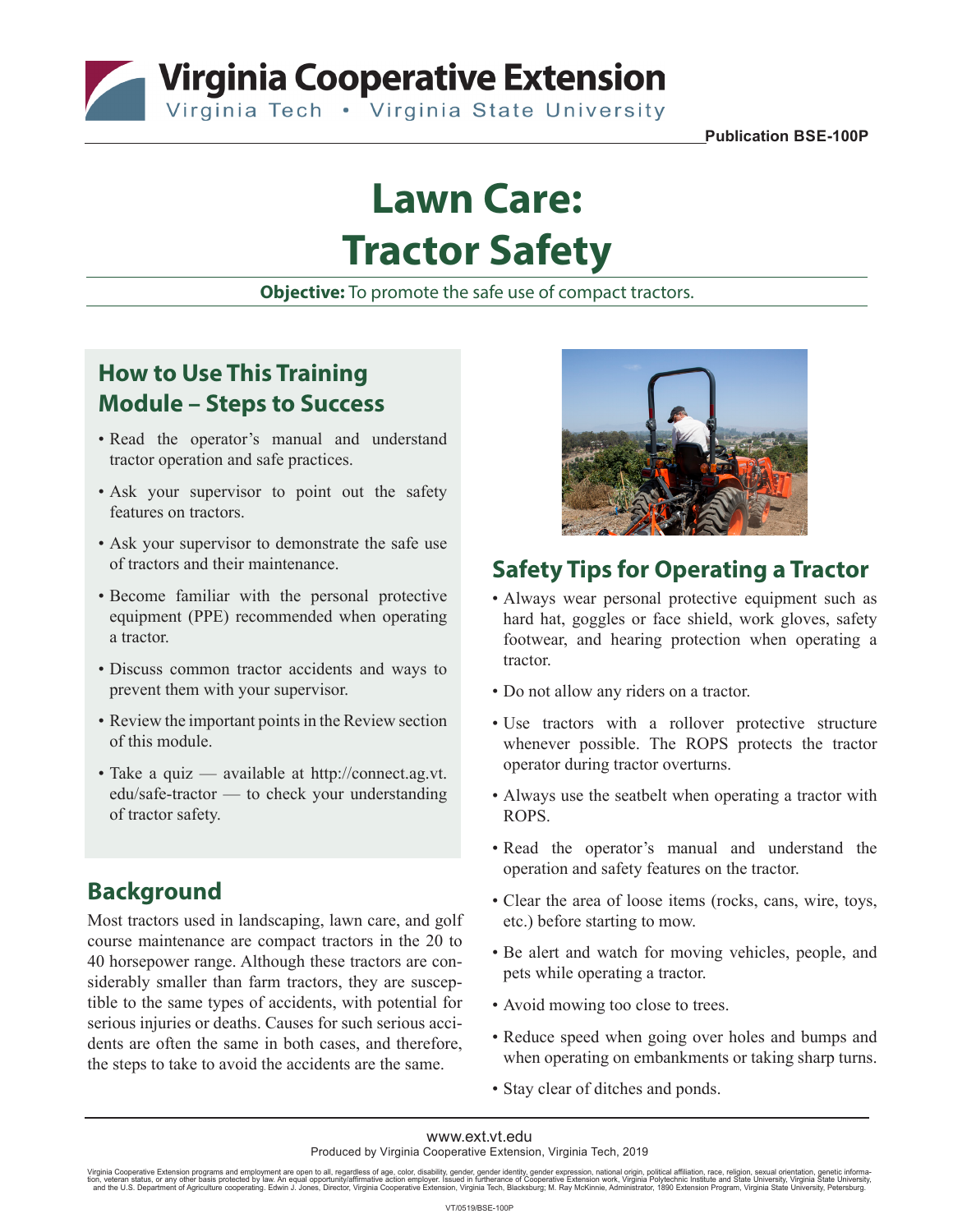Virginia Cooperative Extension
Virginia Tech • Virginia State University

Publication BSE-100P

# Lawn Care: Tractor Safety

**Objective:** To promote the safe use of compact tractors.

## How to Use This Training Module – Steps to Success

- Read the operator's manual and understand tractor operation and safe practices.
- Ask your supervisor to point out the safety features on tractors.
- Ask your supervisor to demonstrate the safe use of tractors and their maintenance.
- Become familiar with the personal protective equipment (PPE) recommended when operating a tractor.
- Discuss common tractor accidents and ways to prevent them with your supervisor.
- Review the important points in the Review section of this module.
- Take a quiz — available at http://connect.ag.vt.edu/safe-tractor — to check your understanding of tractor safety.

## Background

Most tractors used in landscaping, lawn care, and golf course maintenance are compact tractors in the 20 to 40 horsepower range. Although these tractors are considerably smaller than farm tractors, they are susceptible to the same types of accidents, with potential for serious injuries or deaths. Causes for such serious accidents are often the same in both cases, and therefore, the steps to take to avoid the accidents are the same.

## Safety Tips for Operating a Tractor

- Always wear personal protective equipment such as hard hat, goggles or face shield, work gloves, safety footwear, and hearing protection when operating a tractor.
- Do not allow any riders on a tractor.
- Use tractors with a rollover protective structure whenever possible. The ROPS protects the tractor operator during tractor overturns.
- Always use the seatbelt when operating a tractor with ROPS.
- Read the operator's manual and understand the operation and safety features on the tractor.
- Clear the area of loose items (rocks, cans, wire, toys, etc.) before starting to mow.
- Be alert and watch for moving vehicles, people, and pets while operating a tractor.
- Avoid mowing too close to trees.
- Reduce speed when going over holes and bumps and when operating on embankments or taking sharp turns.
- Stay clear of ditches and ponds.

www.ext.vt.edu
Produced by Virginia Cooperative Extension, Virginia Tech, 2019

Virginia Cooperative Extension programs and employment are open to all, regardless of age, color, disability, gender, gender identity, gender expression, national origin, political affiliation, race, religion, sexual orientation, genetic information, veteran status, or any other basis protected by law. An equal opportunity/affirmative action employer. Issued in furtherance of Cooperative Extension work, Virginia Polytechnic Institute and State University, Virginia State University, and the U.S. Department of Agriculture cooperating. Edwin J. Jones, Director, Virginia Cooperative Extension, Virginia Tech, Blacksburg; M. Ray McKinnie, Administrator, 1890 Extension Program, Virginia State University, Petersburg.

VT/0519/BSE-100P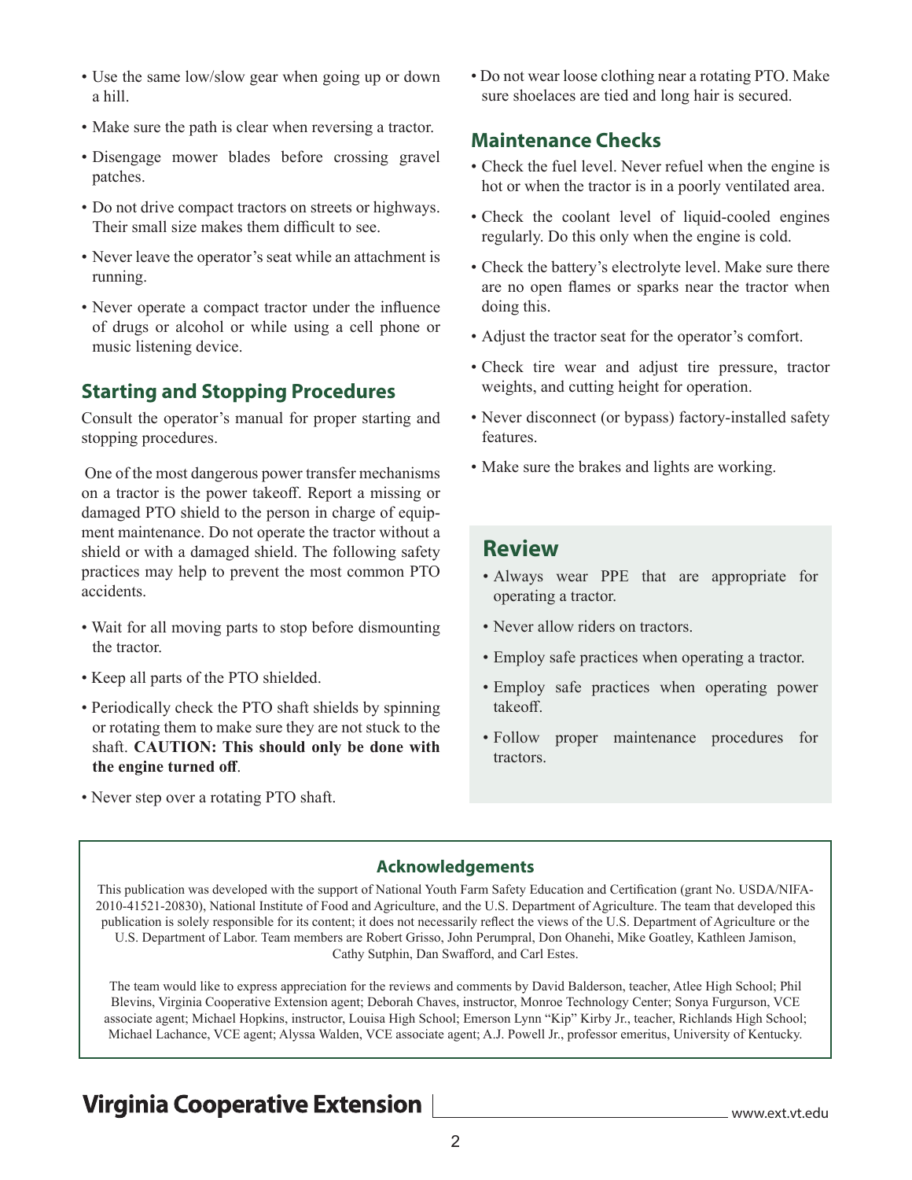- Use the same low/slow gear when going up or down a hill.
- Make sure the path is clear when reversing a tractor.
- Disengage mower blades before crossing gravel patches.
- Do not drive compact tractors on streets or highways. Their small size makes them difficult to see.
- Never leave the operator's seat while an attachment is running.
- Never operate a compact tractor under the influence of drugs or alcohol or while using a cell phone or music listening device.

## Starting and Stopping Procedures

Consult the operator's manual for proper starting and stopping procedures.

One of the most dangerous power transfer mechanisms on a tractor is the power takeoff. Report a missing or damaged PTO shield to the person in charge of equipment maintenance. Do not operate the tractor without a shield or with a damaged shield. The following safety practices may help to prevent the most common PTO accidents.

- Wait for all moving parts to stop before dismounting the tractor.
- Keep all parts of the PTO shielded.
- Periodically check the PTO shaft shields by spinning or rotating them to make sure they are not stuck to the shaft. **CAUTION: This should only be done with the engine turned off**.
- Never step over a rotating PTO shaft.
- Do not wear loose clothing near a rotating PTO. Make sure shoelaces are tied and long hair is secured.

## Maintenance Checks

- Check the fuel level. Never refuel when the engine is hot or when the tractor is in a poorly ventilated area.
- Check the coolant level of liquid-cooled engines regularly. Do this only when the engine is cold.
- Check the battery's electrolyte level. Make sure there are no open flames or sparks near the tractor when doing this.
- Adjust the tractor seat for the operator's comfort.
- Check tire wear and adjust tire pressure, tractor weights, and cutting height for operation.
- Never disconnect (or bypass) factory-installed safety features.
- Make sure the brakes and lights are working.

## Review

- Always wear PPE that are appropriate for operating a tractor.
- Never allow riders on tractors.
- Employ safe practices when operating a tractor.
- Employ safe practices when operating power takeoff.
- Follow proper maintenance procedures for tractors.

### Acknowledgements

This publication was developed with the support of National Youth Farm Safety Education and Certification (grant No. USDA/NIFA-2010-41521-20830), National Institute of Food and Agriculture, and the U.S. Department of Agriculture. The team that developed this publication is solely responsible for its content; it does not necessarily reflect the views of the U.S. Department of Agriculture or the U.S. Department of Labor. Team members are Robert Grisso, John Perumpral, Don Ohanehi, Mike Goatley, Kathleen Jamison, Cathy Sutphin, Dan Swafford, and Carl Estes.

The team would like to express appreciation for the reviews and comments by David Balderson, teacher, Atlee High School; Phil Blevins, Virginia Cooperative Extension agent; Deborah Chaves, instructor, Monroe Technology Center; Sonya Furgurson, VCE associate agent; Michael Hopkins, instructor, Louisa High School; Emerson Lynn "Kip" Kirby Jr., teacher, Richlands High School; Michael Lachance, VCE agent; Alyssa Walden, VCE associate agent; A.J. Powell Jr., professor emeritus, University of Kentucky.

**Virginia Cooperative Extension** www.ext.vt.edu